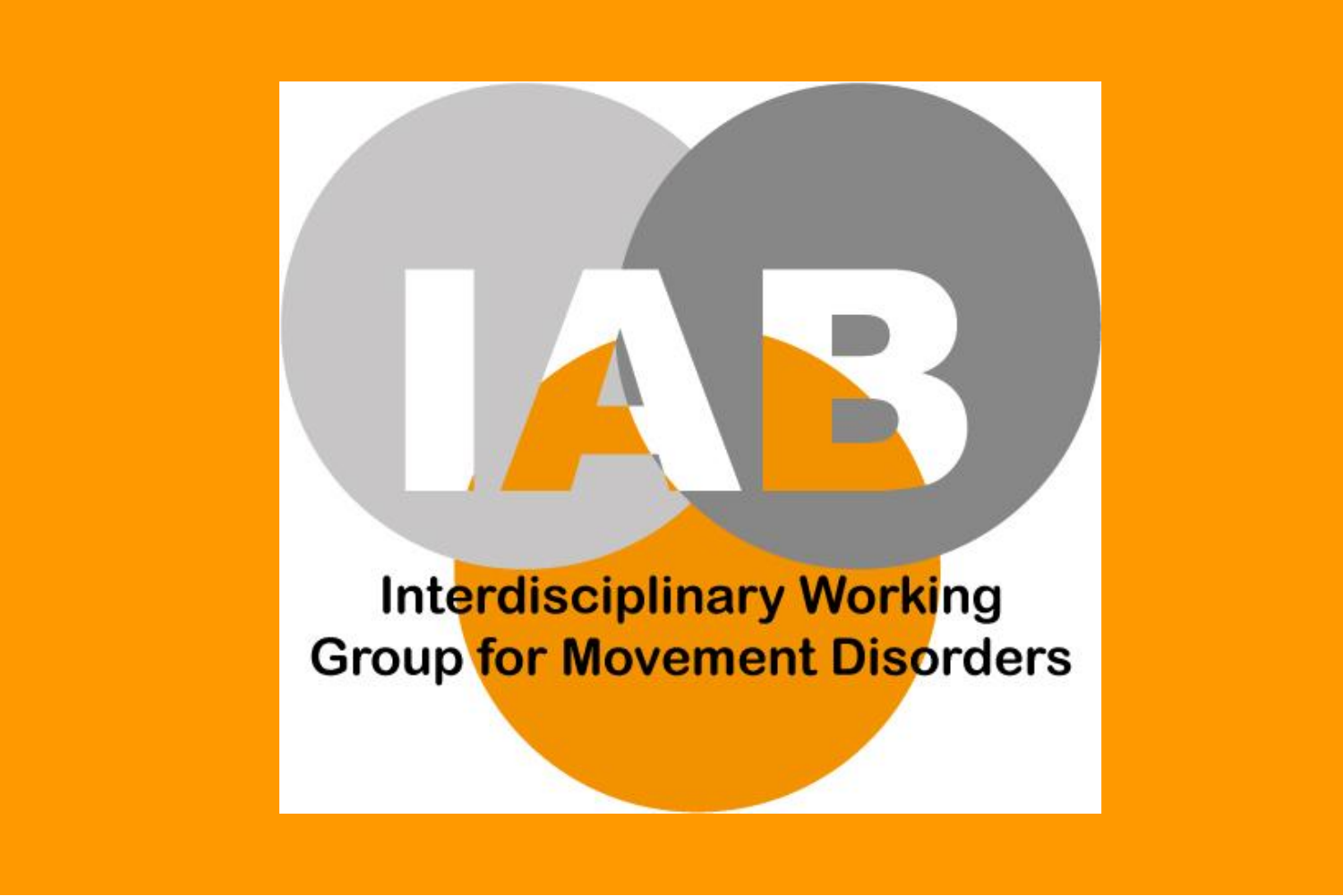# IAB

Interdisciplinary Working Group for Movement Disorders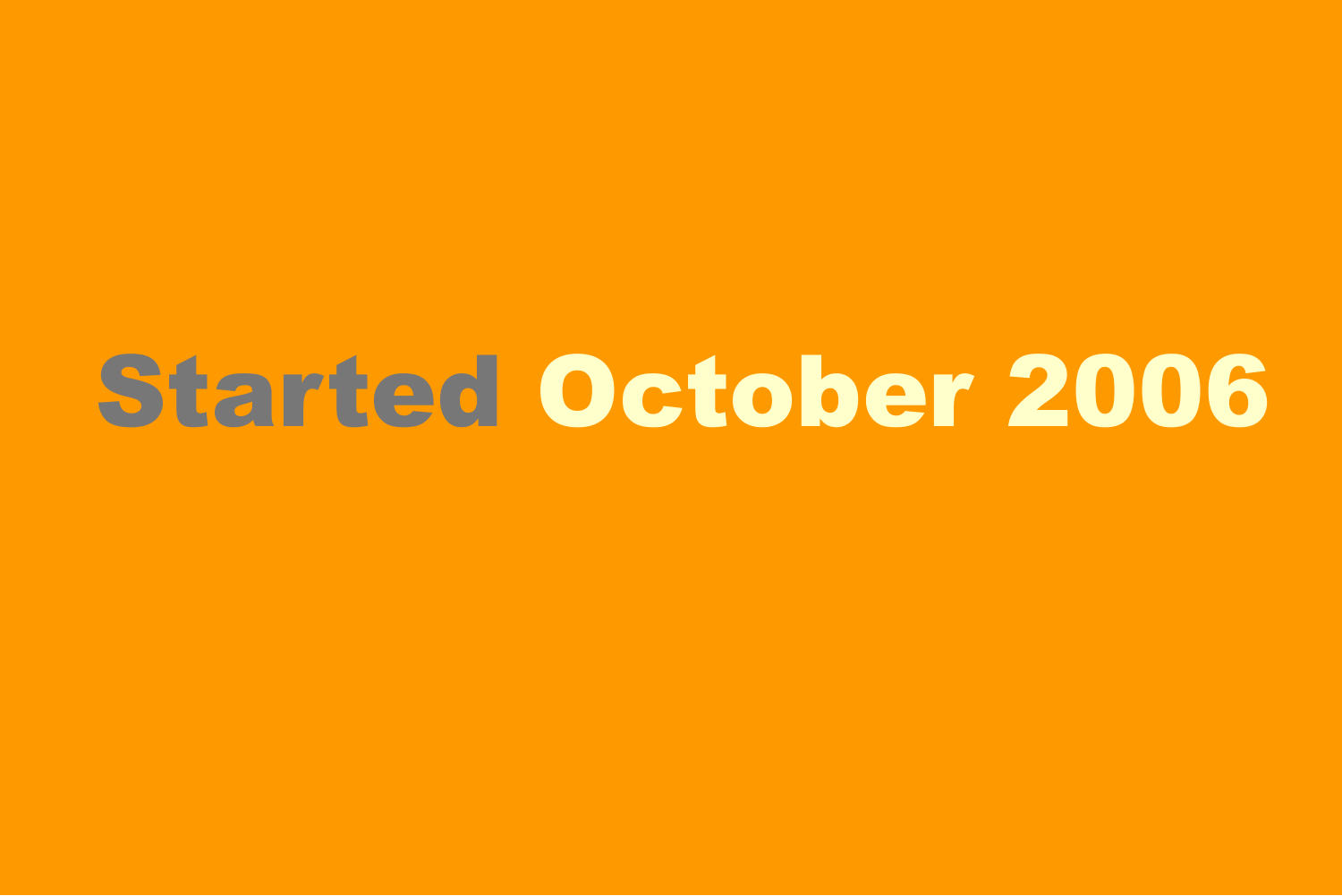# Started October 2006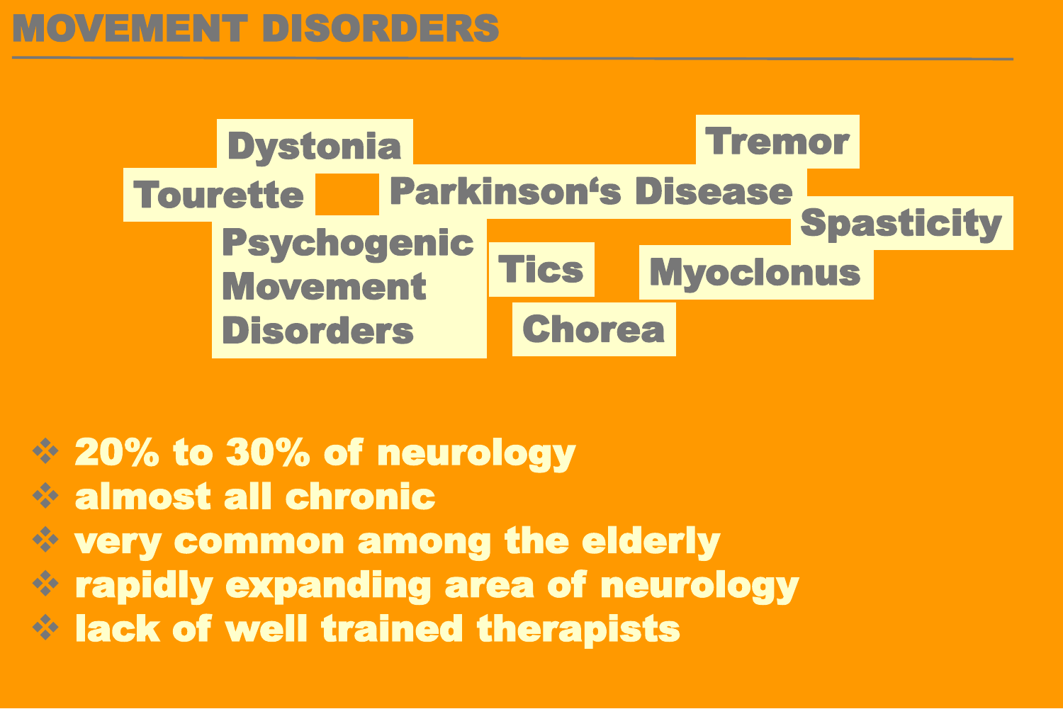# MOVEMENT DISORDERS

Dystonia

Tremor

Tourette

Parkinson‘s Disease

Spasticity

Psychogenic Movement Disorders

Tics

Myoclonus

Chorea

- 20% to 30% of neurology
- almost all chronic
- very common among the elderly
- rapidly expanding area of neurology
- lack of well trained therapists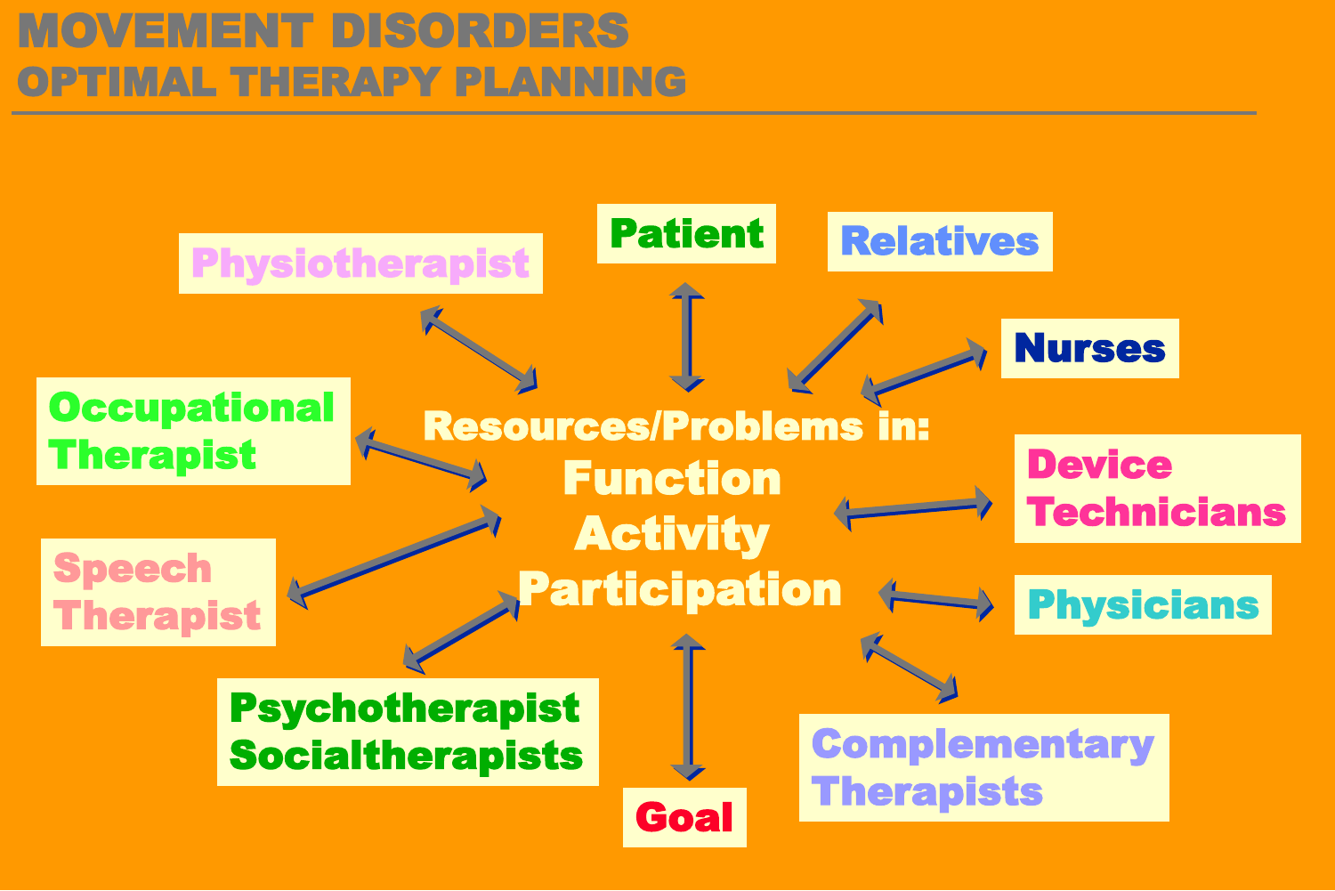# MOVEMENT DISORDERS

## OPTIMAL THERAPY PLANNING

Resources/Problems in:

**Function**

**Activity**

**Participation**

- Patient
- Relatives
- Nurses
- Device Technicians
- Physicians
- Complementary Therapists
- Goal
- Psychotherapist Socialtherapists
- Speech Therapist
- Occupational Therapist
- Physiotherapist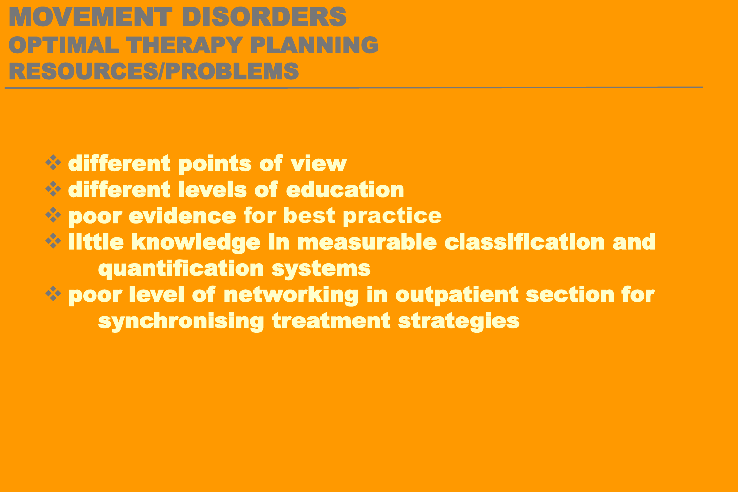# MOVEMENT DISORDERS
## OPTIMAL THERAPY PLANNING
## RESOURCES/PROBLEMS

- different points of view
- different levels of education
- poor evidence for best practice
- little knowledge in measurable classification and quantification systems
- poor level of networking in outpatient section for synchronising treatment strategies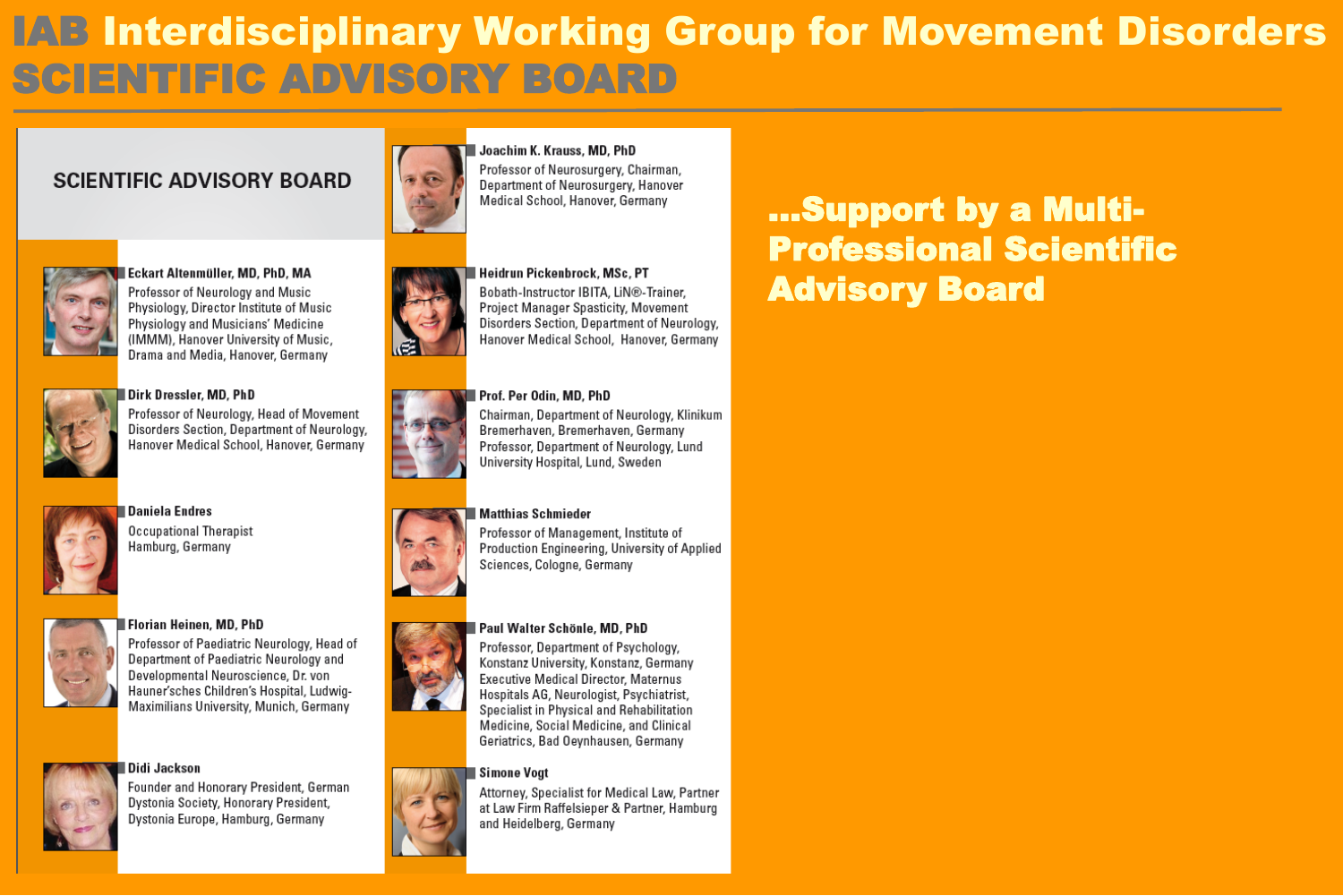# IAB Interdisciplinary Working Group for Movement Disorders

## SCIENTIFIC ADVISORY BOARD

### SCIENTIFIC ADVISORY BOARD

**Eckart Altenmüller, MD, PhD, MA**
Professor of Neurology and Music Physiology, Director Institute of Music Physiology and Musicians' Medicine (IMMM), Hanover University of Music, Drama and Media, Hanover, Germany

**Dirk Dressler, MD, PhD**
Professor of Neurology, Head of Movement Disorders Section, Department of Neurology, Hanover Medical School, Hanover, Germany

**Daniela Endres**
Occupational Therapist
Hamburg, Germany

**Florian Heinen, MD, PhD**
Professor of Paediatric Neurology, Head of Department of Paediatric Neurology and Developmental Neuroscience, Dr. von Hauner'sches Children's Hospital, Ludwig-Maximilians University, Munich, Germany

**Didi Jackson**
Founder and Honorary President, German Dystonia Society, Honorary President, Dystonia Europe, Hamburg, Germany

**Joachim K. Krauss, MD, PhD**
Professor of Neurosurgery, Chairman, Department of Neurosurgery, Hanover Medical School, Hanover, Germany

**Heidrun Pickenbrock, MSc, PT**
Bobath-Instructor IBITA, LiN®-Trainer, Project Manager Spasticity, Movement Disorders Section, Department of Neurology, Hanover Medical School, Hanover, Germany

**Prof. Per Odin, MD, PhD**
Chairman, Department of Neurology, Klinikum Bremerhaven, Bremerhaven, Germany
Professor, Department of Neurology, Lund University Hospital, Lund, Sweden

**Matthias Schmieder**
Professor of Management, Institute of Production Engineering, University of Applied Sciences, Cologne, Germany

**Paul Walter Schönle, MD, PhD**
Professor, Department of Psychology, Konstanz University, Konstanz, Germany
Executive Medical Director, Maternus Hospitals AG, Neurologist, Psychiatrist, Specialist in Physical and Rehabilitation Medicine, Social Medicine, and Clinical Geriatrics, Bad Oeynhausen, Germany

**Simone Vogt**
Attorney, Specialist for Medical Law, Partner at Law Firm Raffelsieper & Partner, Hamburg and Heidelberg, Germany

**...Support by a Multi-Professional Scientific Advisory Board**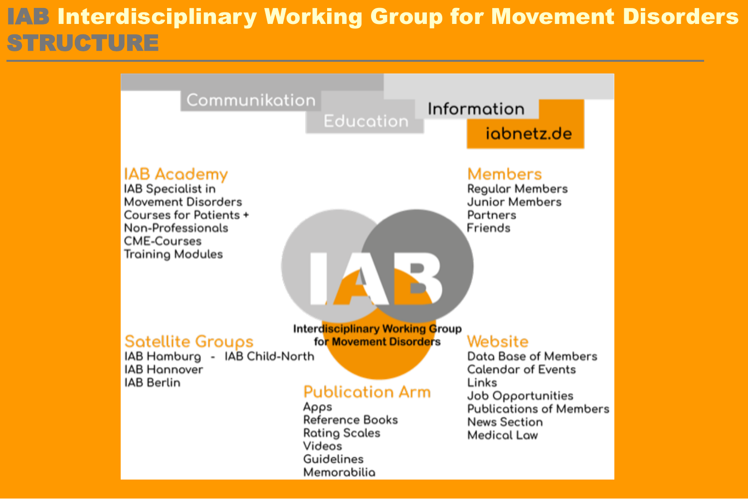# IAB Interdisciplinary Working Group for Movement Disorders
## STRUCTURE

Communikation

Education

Information

iabnetz.de

### IAB Academy
- IAB Specialist in Movement Disorders
- Courses for Patients + Non-Professionals
- CME-Courses
- Training Modules

### Members
- Regular Members
- Junior Members
- Partners
- Friends

IAB

Interdisciplinary Working Group for Movement Disorders

### Satellite Groups
- IAB Hamburg - IAB Child-North
- IAB Hannover
- IAB Berlin

### Website
- Data Base of Members
- Calendar of Events
- Links
- Job Opportunities
- Publications of Members
- News Section
- Medical Law

### Publication Arm
- Apps
- Reference Books
- Rating Scales
- Videos
- Guidelines
- Memorabilia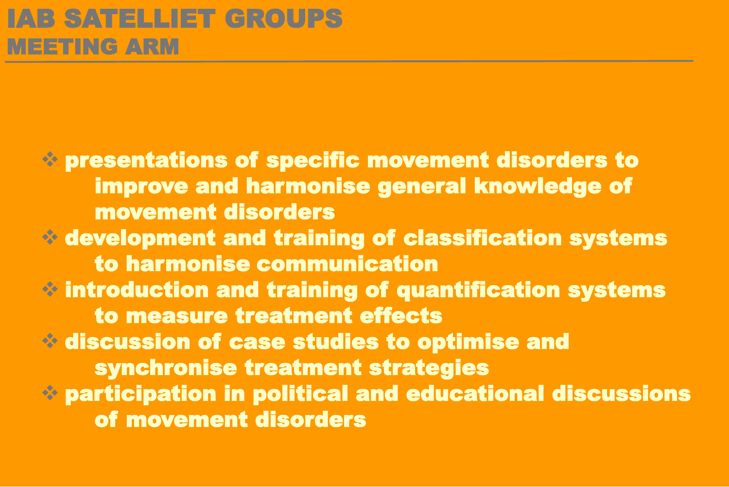# IAB SATELLIET GROUPS
## MEETING ARM

- presentations of specific movement disorders to improve and harmonise general knowledge of movement disorders
- development and training of classification systems to harmonise communication
- introduction and training of quantification systems to measure treatment effects
- discussion of case studies to optimise and synchronise treatment strategies
- participation in political and educational discussions of movement disorders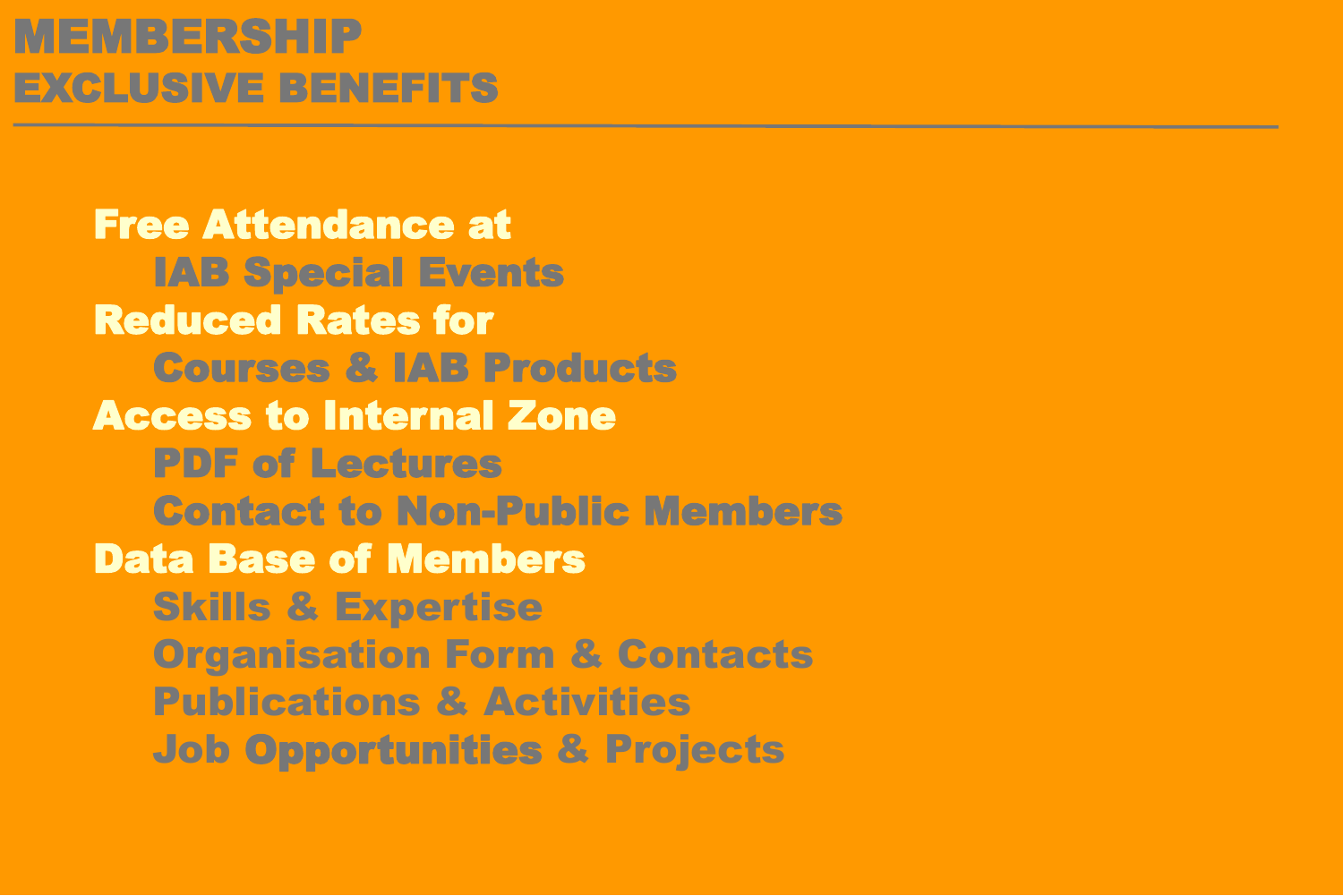# MEMBERSHIP
## EXCLUSIVE BENEFITS

- **Free Attendance at**
  - IAB Special Events
- **Reduced Rates for**
  - Courses & IAB Products
- **Access to Internal Zone**
  - PDF of Lectures
  - Contact to Non-Public Members
- **Data Base of Members**
  - Skills & Expertise
  - Organisation Form & Contacts
  - Publications & Activities
  - Job Opportunities & Projects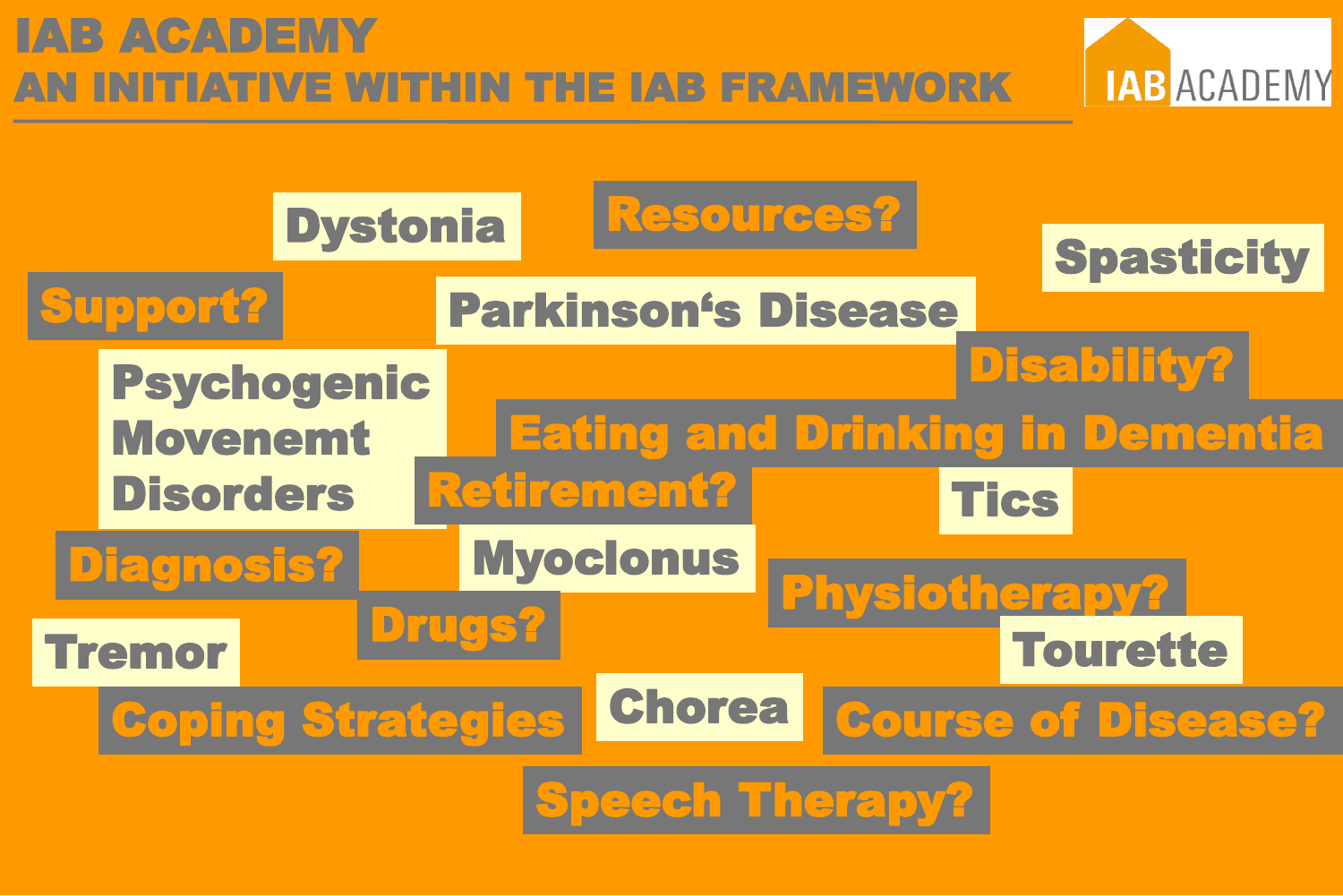# IAB ACADEMY

## AN INITIATIVE WITHIN THE IAB FRAMEWORK

IAB ACADEMY

- Dystonia
- Resources?
- Spasticity
- Support?
- Parkinson‘s Disease
- Psychogenic Movenemt Disorders
- Disability?
- Eating and Drinking in Dementia
- Retirement?
- Tics
- Diagnosis?
- Myoclonus
- Physiotherapy?
- Drugs?
- Tremor
- Tourette
- Coping Strategies
- Chorea
- Course of Disease?
- Speech Therapy?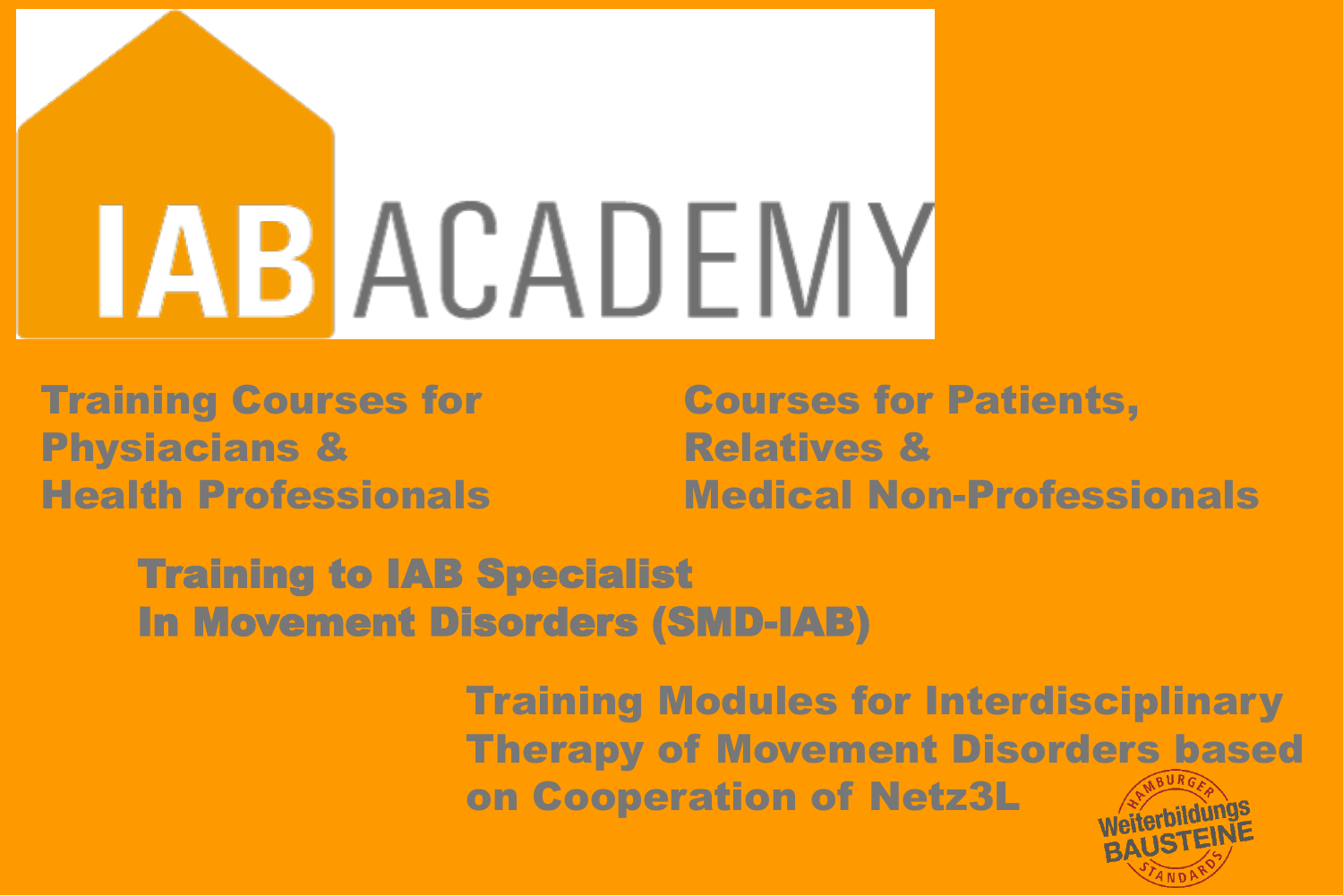# IAB ACADEMY

**Training Courses for Physiacians & Health Professionals**

**Courses for Patients, Relatives & Medical Non-Professionals**

**Training to IAB Specialist In Movement Disorders (SMD-IAB)**

**Training Modules for Interdisciplinary Therapy of Movement Disorders based on Cooperation of Netz3L**

HAMBURGER Weiterbildungs BAUSTEINE STANDARDS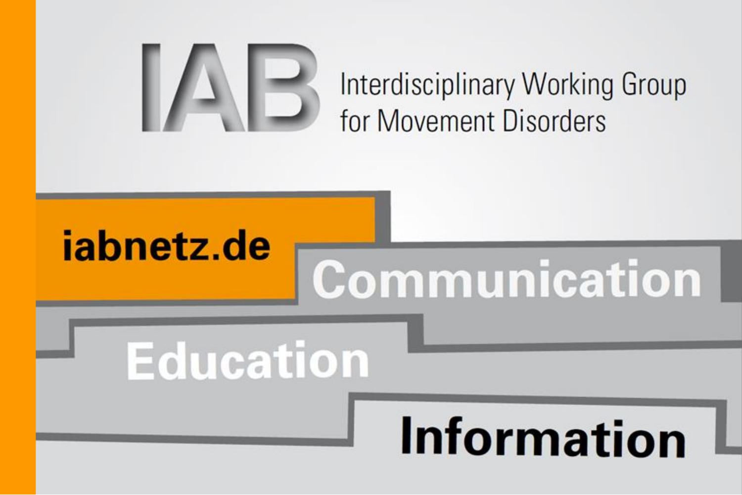# IAB

Interdisciplinary Working Group for Movement Disorders

**iabnetz.de**

**Communication**

**Education**

**Information**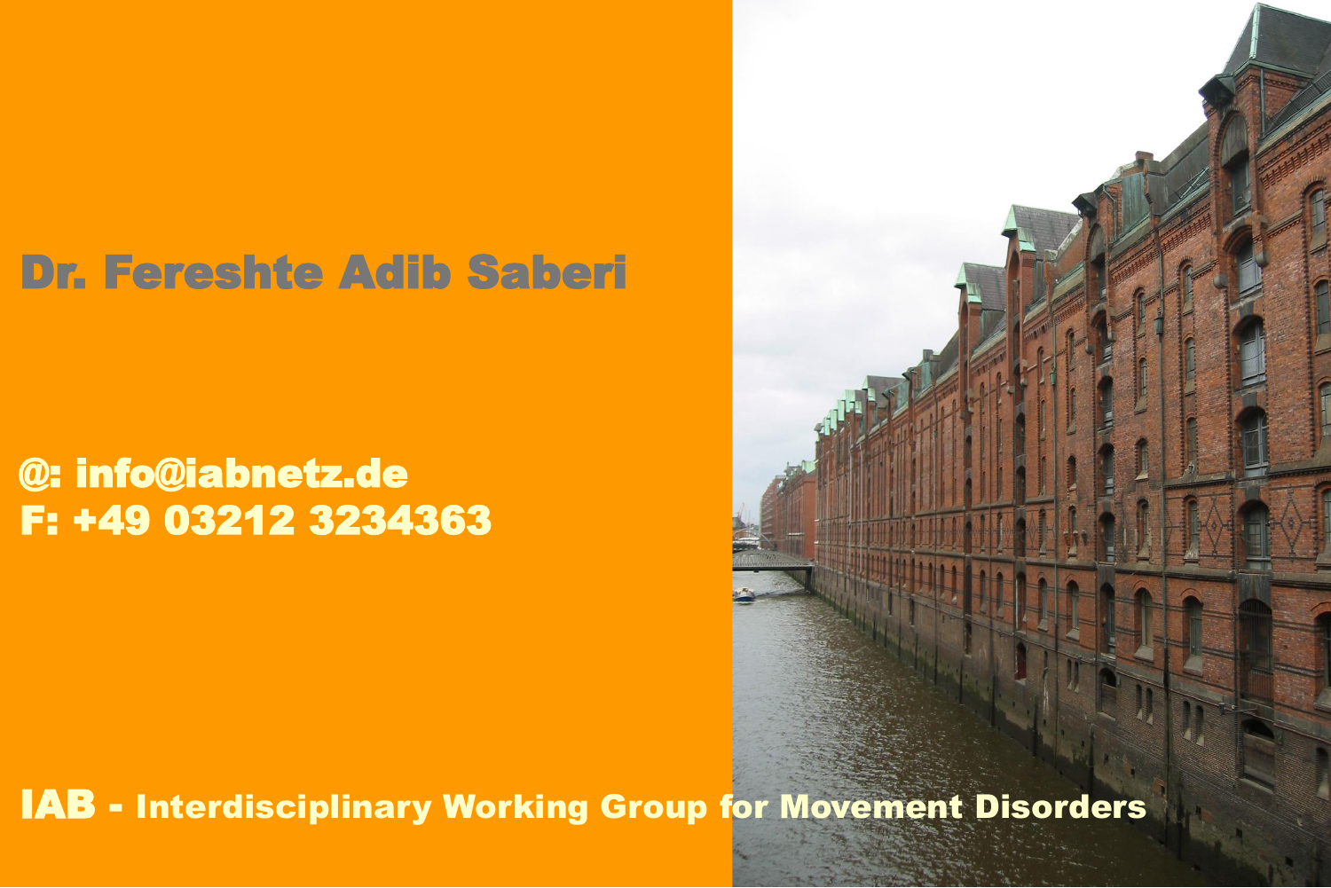Dr. Fereshte Adib Saberi

@: info@iabnetz.de
F: +49 03212 3234363

**IAB - Interdisciplinary Working Group for Movement Disorders**